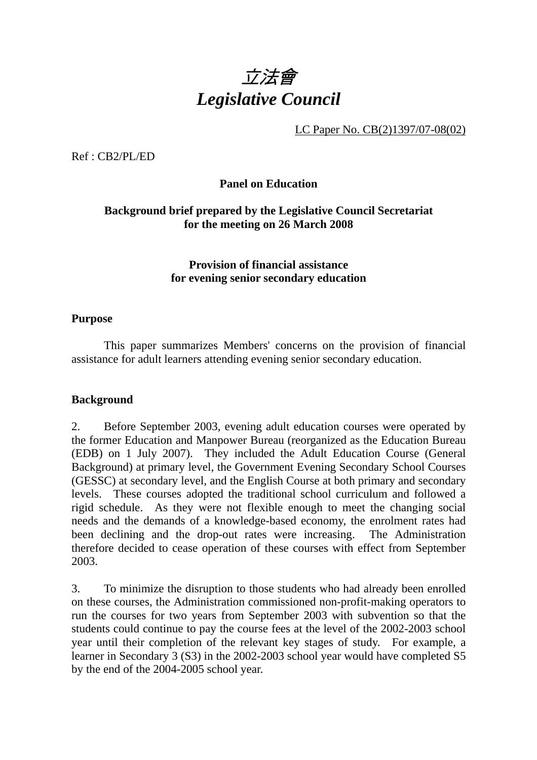# *立法會*
# *Legislative Council*

LC Paper No. CB(2)1397/07-08(02)

Ref : CB2/PL/ED

**Panel on Education**

**Background brief prepared by the Legislative Council Secretariat for the meeting on 26 March 2008**

**Provision of financial assistance for evening senior secondary education**

## Purpose

This paper summarizes Members' concerns on the provision of financial assistance for adult learners attending evening senior secondary education.

## Background

2. Before September 2003, evening adult education courses were operated by the former Education and Manpower Bureau (reorganized as the Education Bureau (EDB) on 1 July 2007). They included the Adult Education Course (General Background) at primary level, the Government Evening Secondary School Courses (GESSC) at secondary level, and the English Course at both primary and secondary levels. These courses adopted the traditional school curriculum and followed a rigid schedule. As they were not flexible enough to meet the changing social needs and the demands of a knowledge-based economy, the enrolment rates had been declining and the drop-out rates were increasing. The Administration therefore decided to cease operation of these courses with effect from September 2003.

3. To minimize the disruption to those students who had already been enrolled on these courses, the Administration commissioned non-profit-making operators to run the courses for two years from September 2003 with subvention so that the students could continue to pay the course fees at the level of the 2002-2003 school year until their completion of the relevant key stages of study. For example, a learner in Secondary 3 (S3) in the 2002-2003 school year would have completed S5 by the end of the 2004-2005 school year.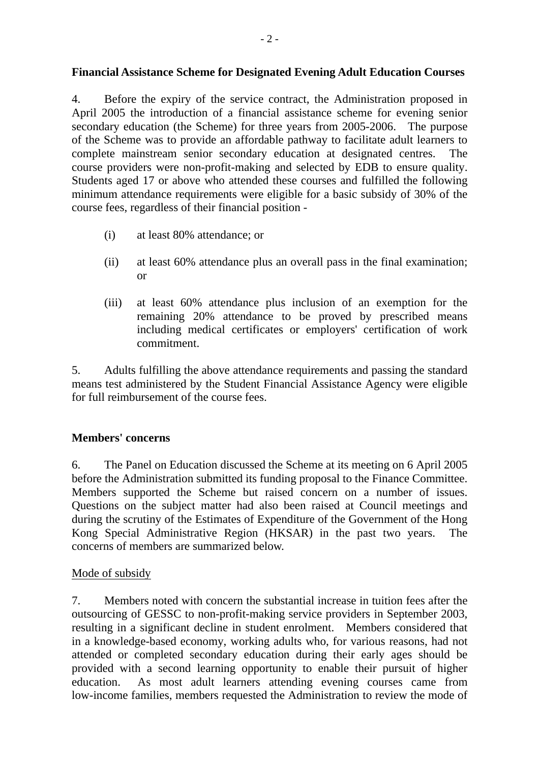**Financial Assistance Scheme for Designated Evening Adult Education Courses**

4. Before the expiry of the service contract, the Administration proposed in April 2005 the introduction of a financial assistance scheme for evening senior secondary education (the Scheme) for three years from 2005-2006. The purpose of the Scheme was to provide an affordable pathway to facilitate adult learners to complete mainstream senior secondary education at designated centres. The course providers were non-profit-making and selected by EDB to ensure quality. Students aged 17 or above who attended these courses and fulfilled the following minimum attendance requirements were eligible for a basic subsidy of 30% of the course fees, regardless of their financial position -

(i) at least 80% attendance; or

(ii) at least 60% attendance plus an overall pass in the final examination; or

(iii) at least 60% attendance plus inclusion of an exemption for the remaining 20% attendance to be proved by prescribed means including medical certificates or employers' certification of work commitment.

5. Adults fulfilling the above attendance requirements and passing the standard means test administered by the Student Financial Assistance Agency were eligible for full reimbursement of the course fees.

**Members' concerns**

6. The Panel on Education discussed the Scheme at its meeting on 6 April 2005 before the Administration submitted its funding proposal to the Finance Committee. Members supported the Scheme but raised concern on a number of issues. Questions on the subject matter had also been raised at Council meetings and during the scrutiny of the Estimates of Expenditure of the Government of the Hong Kong Special Administrative Region (HKSAR) in the past two years. The concerns of members are summarized below.

Mode of subsidy

7. Members noted with concern the substantial increase in tuition fees after the outsourcing of GESSC to non-profit-making service providers in September 2003, resulting in a significant decline in student enrolment. Members considered that in a knowledge-based economy, working adults who, for various reasons, had not attended or completed secondary education during their early ages should be provided with a second learning opportunity to enable their pursuit of higher education. As most adult learners attending evening courses came from low-income families, members requested the Administration to review the mode of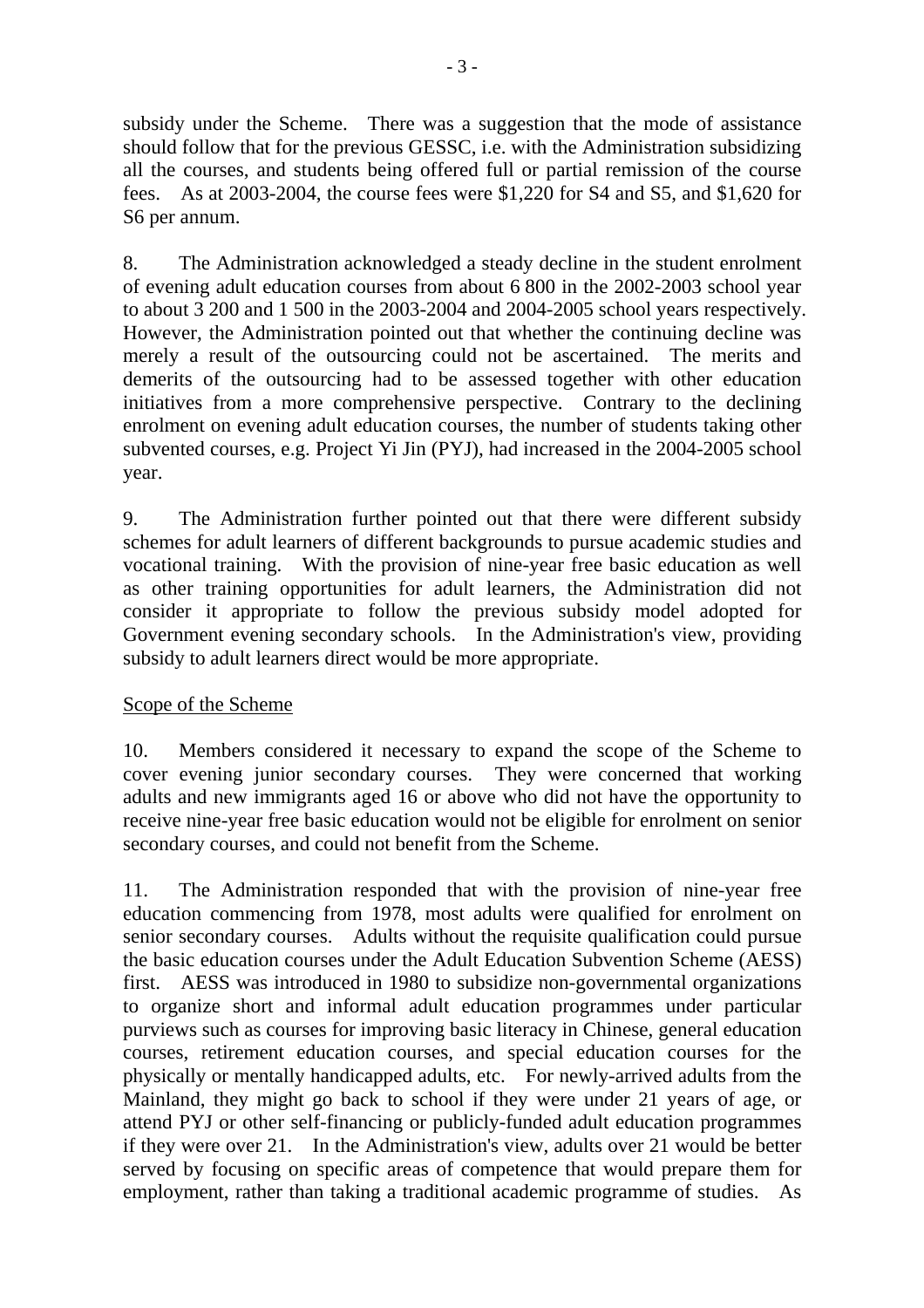subsidy under the Scheme. There was a suggestion that the mode of assistance should follow that for the previous GESSC, i.e. with the Administration subsidizing all the courses, and students being offered full or partial remission of the course fees. As at 2003-2004, the course fees were $1,220 for S4 and S5, and $1,620 for S6 per annum.

8. The Administration acknowledged a steady decline in the student enrolment of evening adult education courses from about 6 800 in the 2002-2003 school year to about 3 200 and 1 500 in the 2003-2004 and 2004-2005 school years respectively. However, the Administration pointed out that whether the continuing decline was merely a result of the outsourcing could not be ascertained. The merits and demerits of the outsourcing had to be assessed together with other education initiatives from a more comprehensive perspective. Contrary to the declining enrolment on evening adult education courses, the number of students taking other subvented courses, e.g. Project Yi Jin (PYJ), had increased in the 2004-2005 school year.

9. The Administration further pointed out that there were different subsidy schemes for adult learners of different backgrounds to pursue academic studies and vocational training. With the provision of nine-year free basic education as well as other training opportunities for adult learners, the Administration did not consider it appropriate to follow the previous subsidy model adopted for Government evening secondary schools. In the Administration's view, providing subsidy to adult learners direct would be more appropriate.

<u>Scope of the Scheme</u>

10. Members considered it necessary to expand the scope of the Scheme to cover evening junior secondary courses. They were concerned that working adults and new immigrants aged 16 or above who did not have the opportunity to receive nine-year free basic education would not be eligible for enrolment on senior secondary courses, and could not benefit from the Scheme.

11. The Administration responded that with the provision of nine-year free education commencing from 1978, most adults were qualified for enrolment on senior secondary courses. Adults without the requisite qualification could pursue the basic education courses under the Adult Education Subvention Scheme (AESS) first. AESS was introduced in 1980 to subsidize non-governmental organizations to organize short and informal adult education programmes under particular purviews such as courses for improving basic literacy in Chinese, general education courses, retirement education courses, and special education courses for the physically or mentally handicapped adults, etc. For newly-arrived adults from the Mainland, they might go back to school if they were under 21 years of age, or attend PYJ or other self-financing or publicly-funded adult education programmes if they were over 21. In the Administration's view, adults over 21 would be better served by focusing on specific areas of competence that would prepare them for employment, rather than taking a traditional academic programme of studies. As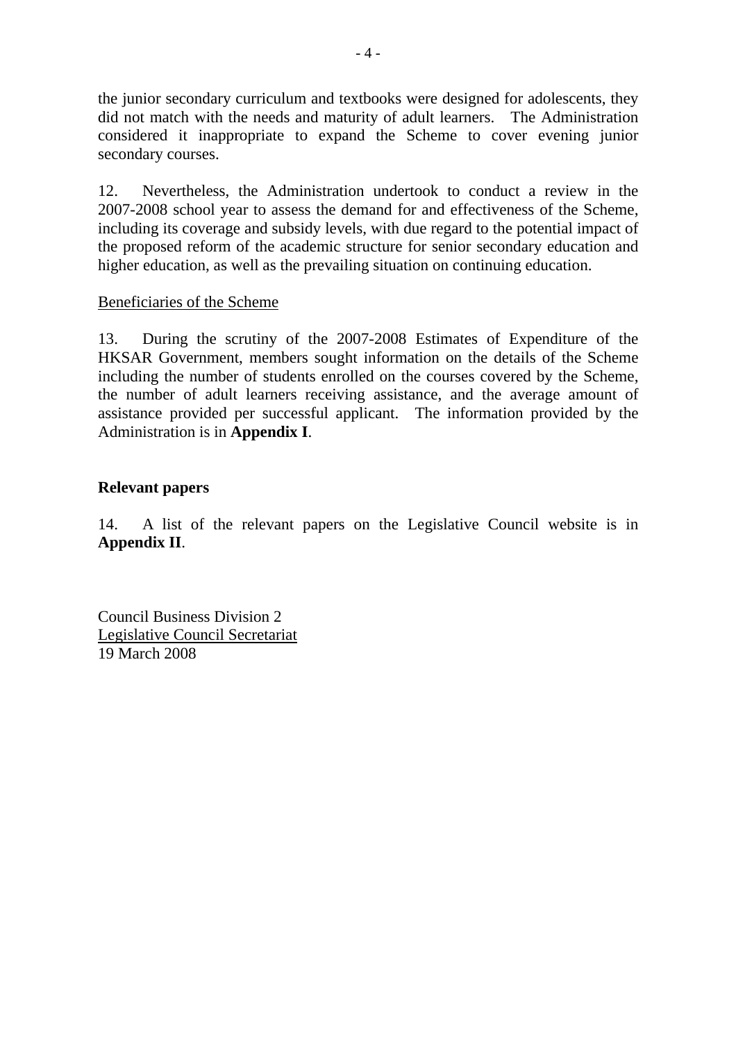the junior secondary curriculum and textbooks were designed for adolescents, they did not match with the needs and maturity of adult learners. The Administration considered it inappropriate to expand the Scheme to cover evening junior secondary courses.

12. Nevertheless, the Administration undertook to conduct a review in the 2007-2008 school year to assess the demand for and effectiveness of the Scheme, including its coverage and subsidy levels, with due regard to the potential impact of the proposed reform of the academic structure for senior secondary education and higher education, as well as the prevailing situation on continuing education.

<u>Beneficiaries of the Scheme</u>

13. During the scrutiny of the 2007-2008 Estimates of Expenditure of the HKSAR Government, members sought information on the details of the Scheme including the number of students enrolled on the courses covered by the Scheme, the number of adult learners receiving assistance, and the average amount of assistance provided per successful applicant. The information provided by the Administration is in **Appendix I**.

## Relevant papers

14. A list of the relevant papers on the Legislative Council website is in **Appendix II**.

Council Business Division 2
<u>Legislative Council Secretariat</u>
19 March 2008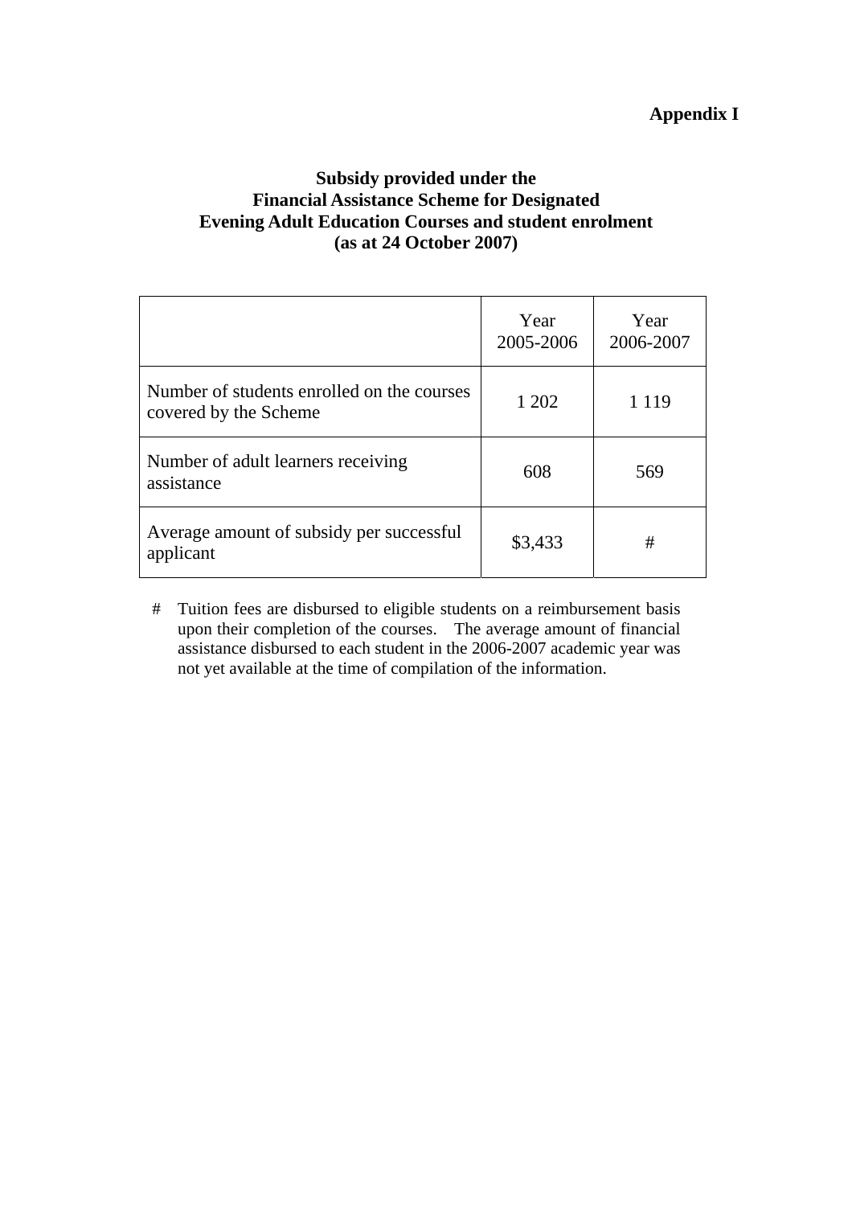**Appendix I**

**Subsidy provided under the Financial Assistance Scheme for Designated Evening Adult Education Courses and student enrolment (as at 24 October 2007)**

| | Year 2005-2006 | Year 2006-2007 |
|---|---|---|
| Number of students enrolled on the courses covered by the Scheme | 1 202 | 1 119 |
| Number of adult learners receiving assistance | 608 | 569 |
| Average amount of subsidy per successful applicant | $3,433 | # |

\# Tuition fees are disbursed to eligible students on a reimbursement basis upon their completion of the courses. The average amount of financial assistance disbursed to each student in the 2006-2007 academic year was not yet available at the time of compilation of the information.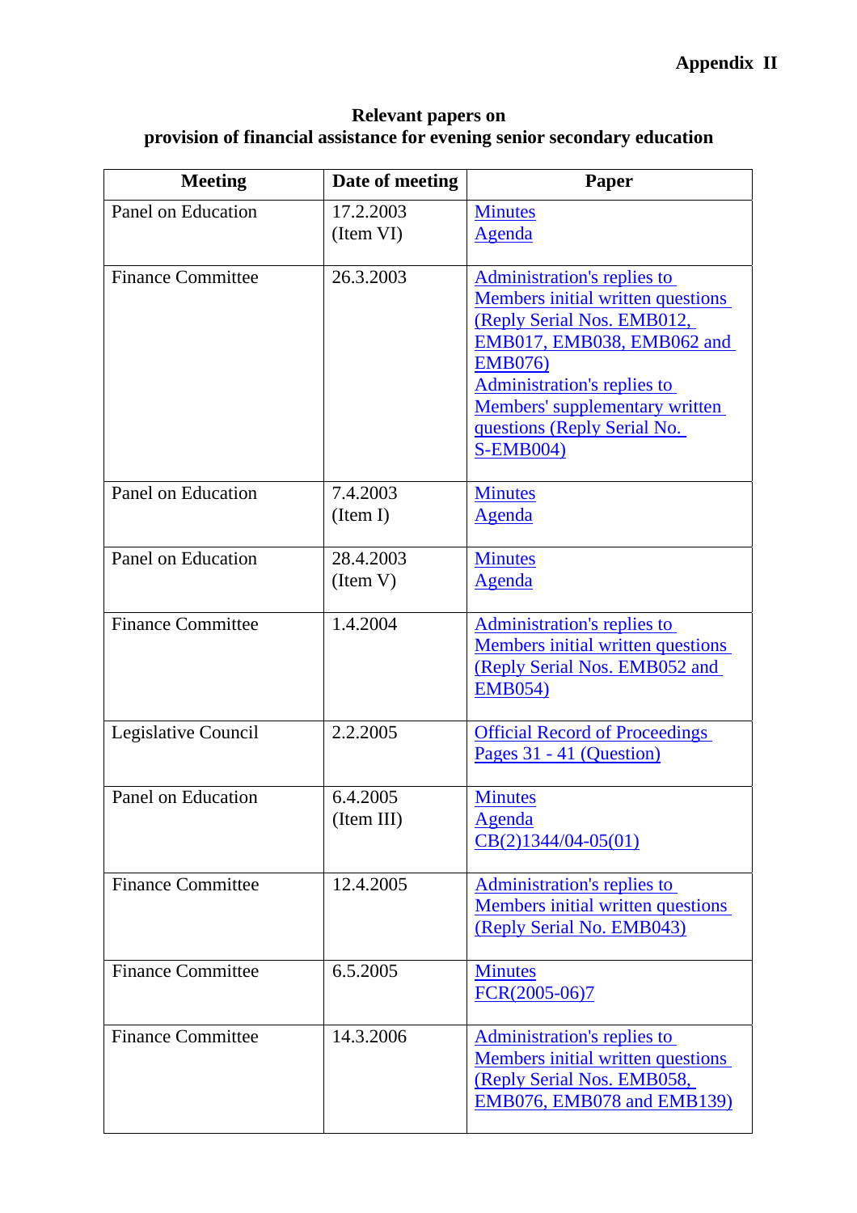**Appendix II**

**Relevant papers on**
**provision of financial assistance for evening senior secondary education**

| Meeting | Date of meeting | Paper |
|---|---|---|
| Panel on Education | 17.2.2003 (Item VI) | Minutes<br>Agenda |
| Finance Committee | 26.3.2003 | Administration's replies to Members initial written questions (Reply Serial Nos. EMB012, EMB017, EMB038, EMB062 and EMB076)<br>Administration's replies to Members' supplementary written questions (Reply Serial No. S-EMB004) |
| Panel on Education | 7.4.2003 (Item I) | Minutes<br>Agenda |
| Panel on Education | 28.4.2003 (Item V) | Minutes<br>Agenda |
| Finance Committee | 1.4.2004 | Administration's replies to Members initial written questions (Reply Serial Nos. EMB052 and EMB054) |
| Legislative Council | 2.2.2005 | Official Record of Proceedings Pages 31 - 41 (Question) |
| Panel on Education | 6.4.2005 (Item III) | Minutes<br>Agenda<br>CB(2)1344/04-05(01) |
| Finance Committee | 12.4.2005 | Administration's replies to Members initial written questions (Reply Serial No. EMB043) |
| Finance Committee | 6.5.2005 | Minutes<br>FCR(2005-06)7 |
| Finance Committee | 14.3.2006 | Administration's replies to Members initial written questions (Reply Serial Nos. EMB058, EMB076, EMB078 and EMB139) |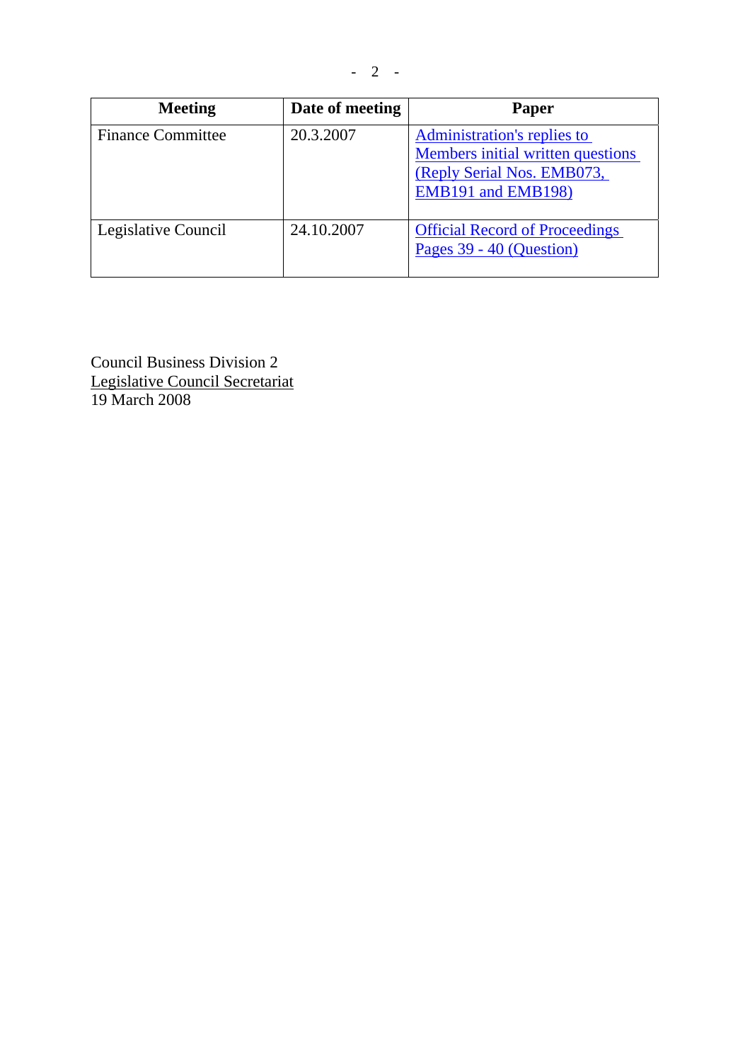| Meeting | Date of meeting | Paper |
|---|---|---|
| Finance Committee | 20.3.2007 | Administration's replies to Members initial written questions (Reply Serial Nos. EMB073, EMB191 and EMB198) |
| Legislative Council | 24.10.2007 | Official Record of Proceedings Pages 39 - 40 (Question) |

Council Business Division 2
Legislative Council Secretariat
19 March 2008